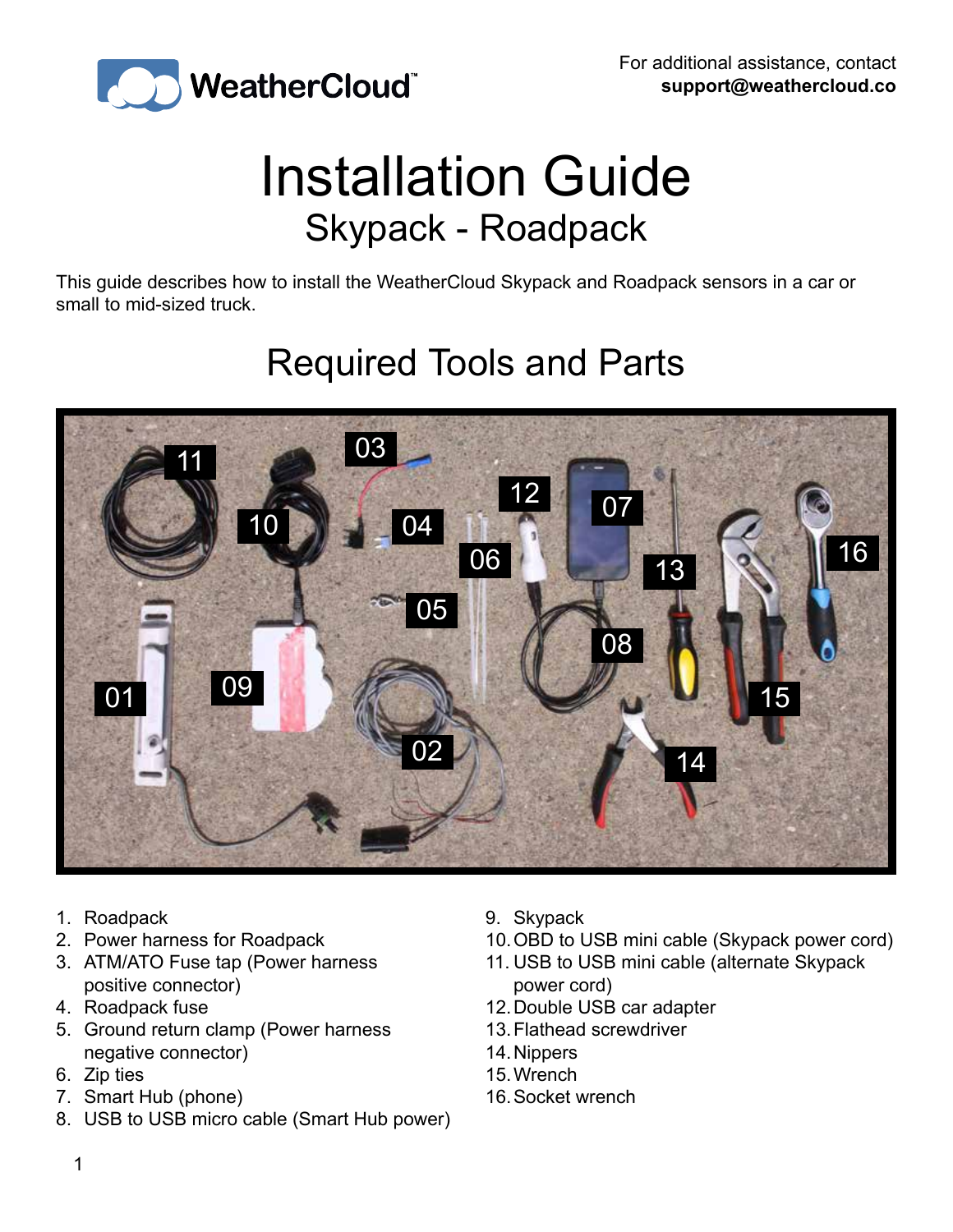WeatherCloud™

For additional assistance, contact
**support@weathercloud.co**

# Installation Guide

## Skypack - Roadpack

This guide describes how to install the WeatherCloud Skypack and Roadpack sensors in a car or small to mid-sized truck.

## Required Tools and Parts

1. Roadpack
2. Power harness for Roadpack
3. ATM/ATO Fuse tap (Power harness positive connector)
4. Roadpack fuse
5. Ground return clamp (Power harness negative connector)
6. Zip ties
7. Smart Hub (phone)
8. USB to USB micro cable (Smart Hub power)
9. Skypack
10. OBD to USB mini cable (Skypack power cord)
11. USB to USB mini cable (alternate Skypack power cord)
12. Double USB car adapter
13. Flathead screwdriver
14. Nippers
15. Wrench
16. Socket wrench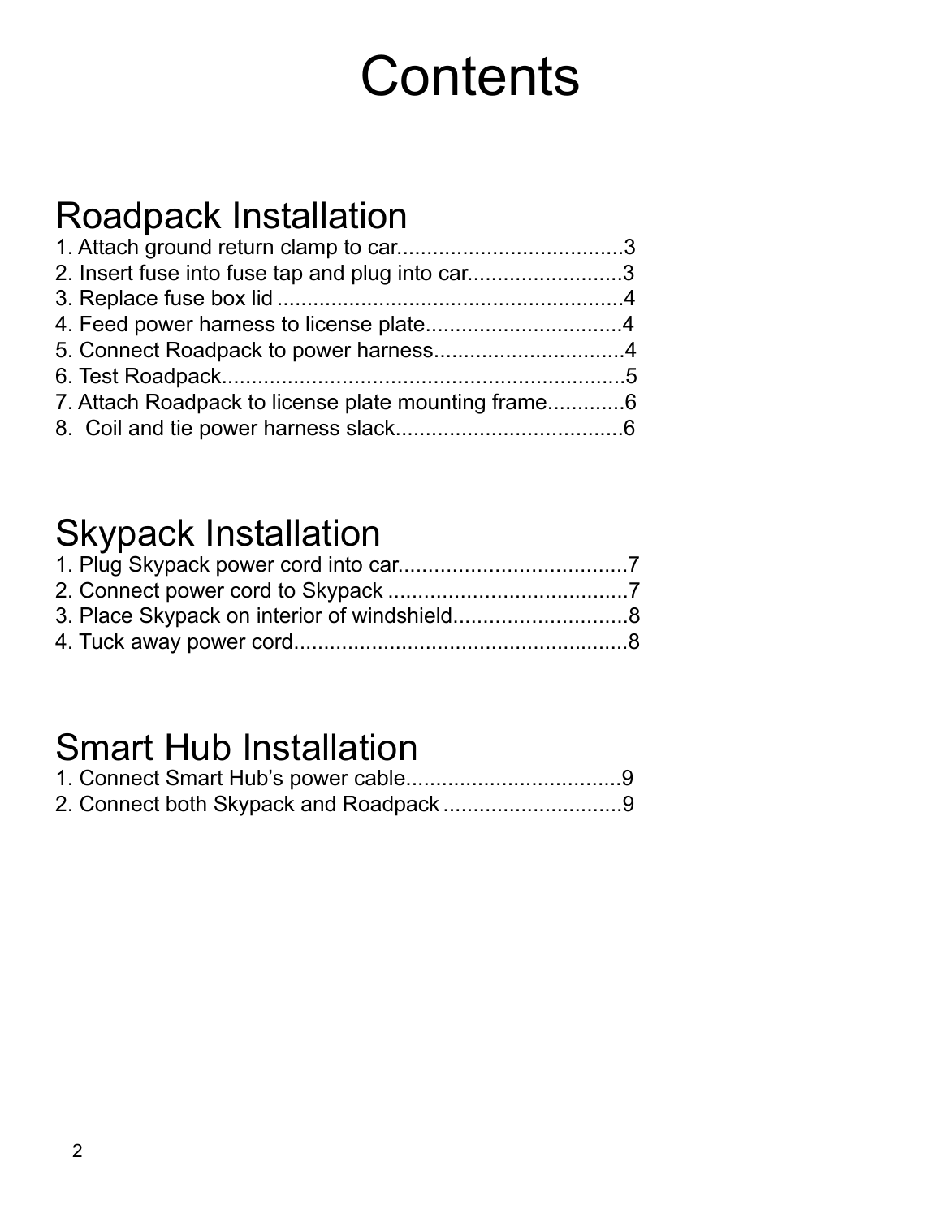# Contents

## Roadpack Installation

1. Attach ground return clamp to car......................................3
2. Insert fuse into fuse tap and plug into car..........................3
3. Replace fuse box lid ..........................................................4
4. Feed power harness to license plate.................................4
5. Connect Roadpack to power harness................................4
6. Test Roadpack...................................................................5
7. Attach Roadpack to license plate mounting frame.............6
8. Coil and tie power harness slack......................................6

## Skypack Installation

1. Plug Skypack power cord into car......................................7
2. Connect power cord to Skypack ........................................7
3. Place Skypack on interior of windshield.............................8
4. Tuck away power cord........................................................8

## Smart Hub Installation

1. Connect Smart Hub's power cable....................................9
2. Connect both Skypack and Roadpack ..............................9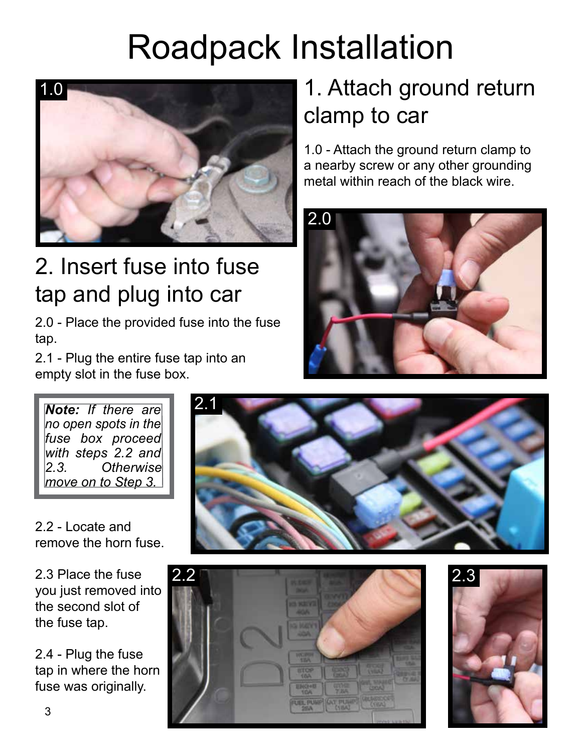# Roadpack Installation

## 1. Attach ground return clamp to car

1.0 - Attach the ground return clamp to a nearby screw or any other grounding metal within reach of the black wire.

## 2. Insert fuse into fuse tap and plug into car

2.0 - Place the provided fuse into the fuse tap.

2.1 - Plug the entire fuse tap into an empty slot in the fuse box.

***Note:*** *If there are no open spots in the fuse box proceed with steps 2.2 and 2.3. Otherwise move on to Step 3.*

2.2 - Locate and remove the horn fuse.

2.3 Place the fuse you just removed into the second slot of the fuse tap.

2.4 - Plug the fuse tap in where the horn fuse was originally.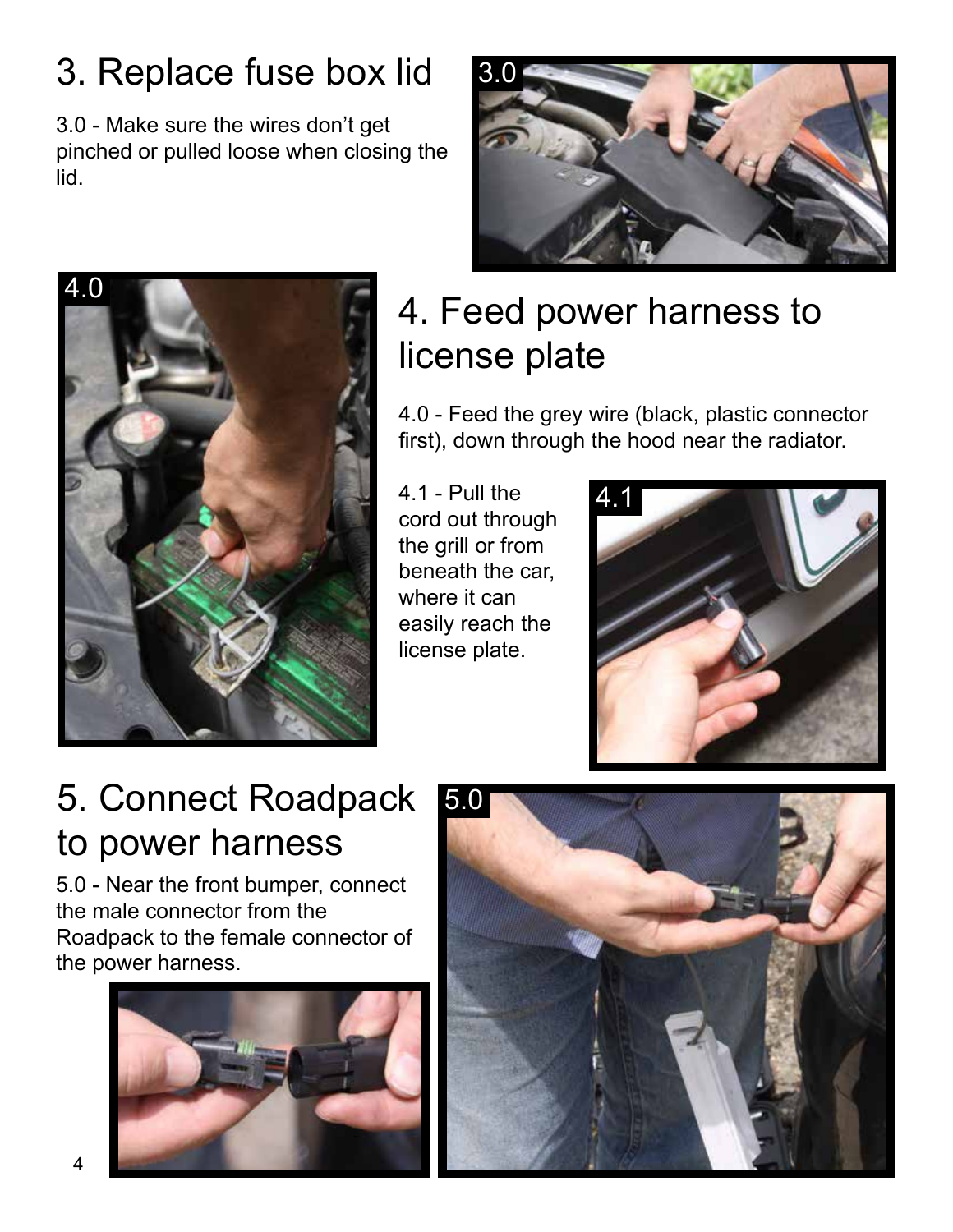## 3. Replace fuse box lid

3.0 - Make sure the wires don't get pinched or pulled loose when closing the lid.

## 4. Feed power harness to license plate

4.0 - Feed the grey wire (black, plastic connector first), down through the hood near the radiator.

4.1 - Pull the cord out through the grill or from beneath the car, where it can easily reach the license plate.

## 5. Connect Roadpack to power harness

5.0 - Near the front bumper, connect the male connector from the Roadpack to the female connector of the power harness.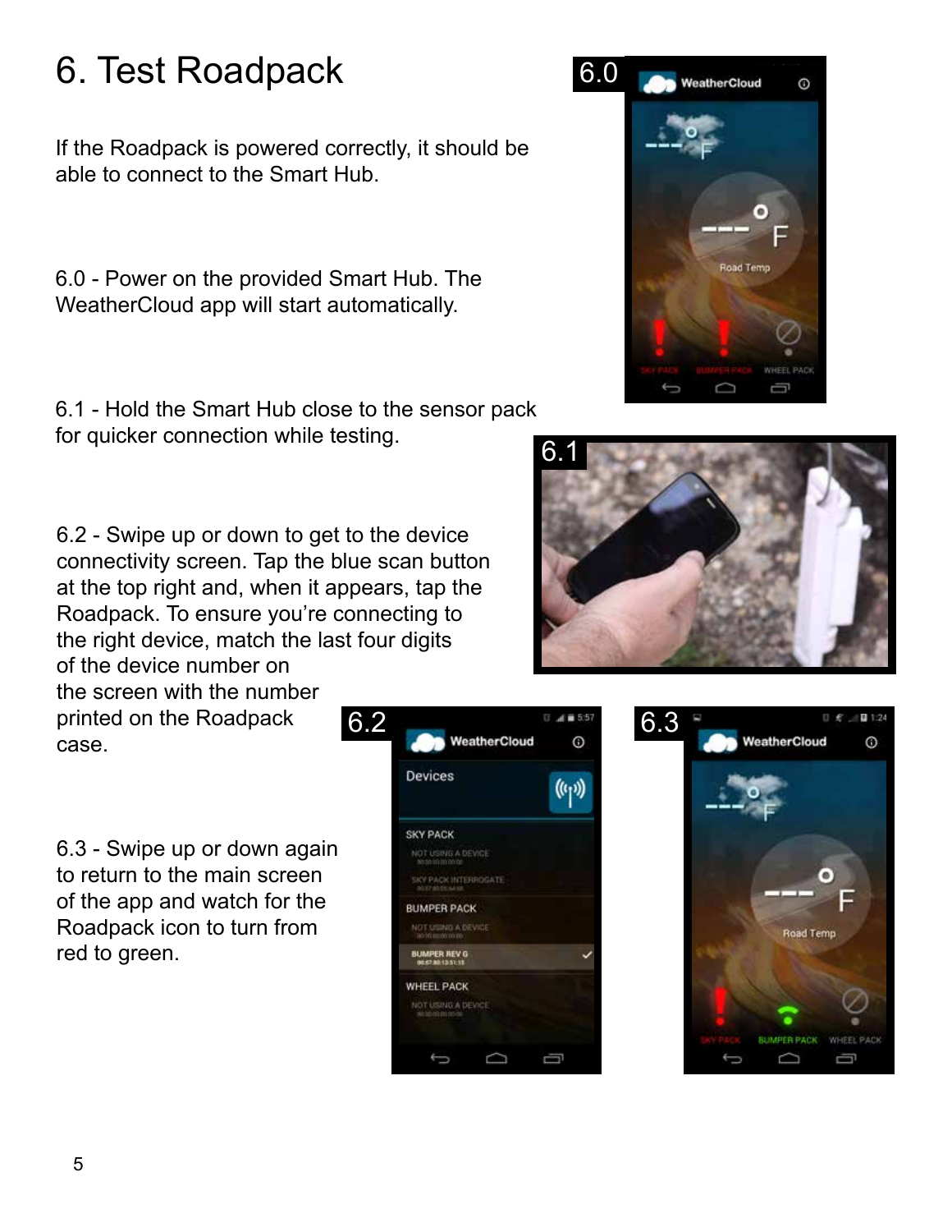# 6. Test Roadpack

If the Roadpack is powered correctly, it should be able to connect to the Smart Hub.

6.0 - Power on the provided Smart Hub. The WeatherCloud app will start automatically.

6.1 - Hold the Smart Hub close to the sensor pack for quicker connection while testing.

6.2 - Swipe up or down to get to the device connectivity screen. Tap the blue scan button at the top right and, when it appears, tap the Roadpack. To ensure you're connecting to the right device, match the last four digits of the device number on the screen with the number printed on the Roadpack case.

6.3 - Swipe up or down again to return to the main screen of the app and watch for the Roadpack icon to turn from red to green.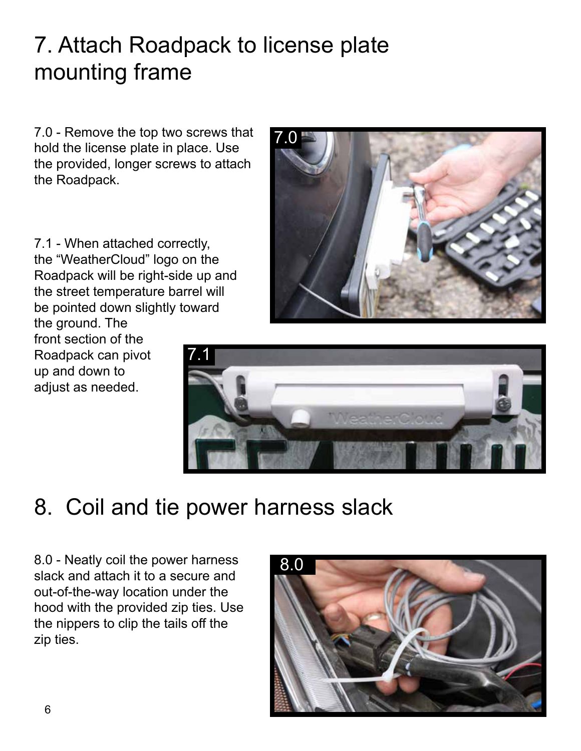# 7. Attach Roadpack to license plate mounting frame

7.0 - Remove the top two screws that hold the license plate in place. Use the provided, longer screws to attach the Roadpack.

7.1 - When attached correctly, the “WeatherCloud” logo on the Roadpack will be right-side up and the street temperature barrel will be pointed down slightly toward the ground. The front section of the Roadpack can pivot up and down to adjust as needed.

# 8. Coil and tie power harness slack

8.0 - Neatly coil the power harness slack and attach it to a secure and out-of-the-way location under the hood with the provided zip ties. Use the nippers to clip the tails off the zip ties.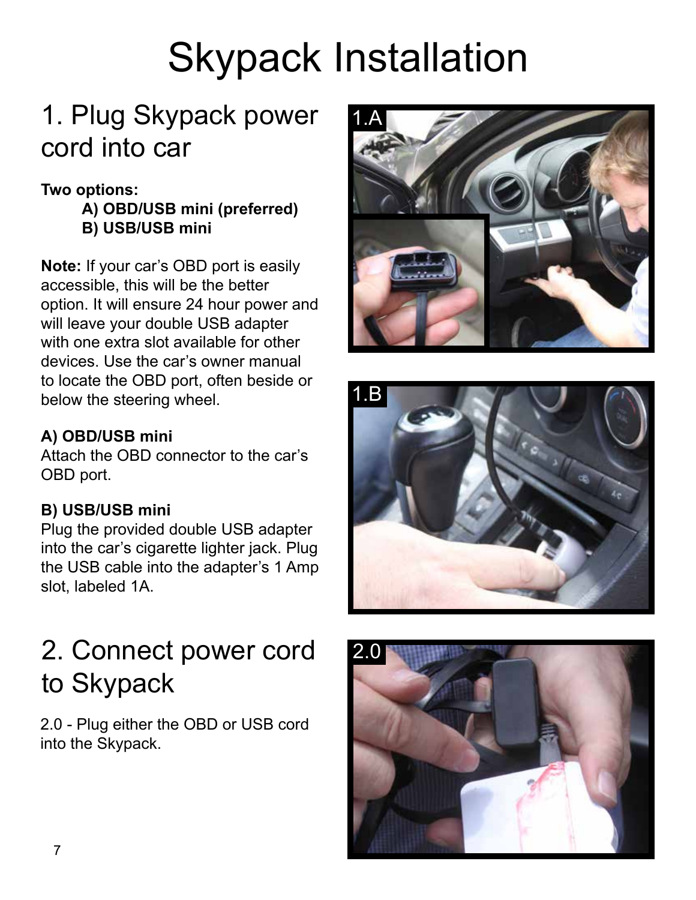# Skypack Installation

## 1. Plug Skypack power cord into car

**Two options:**

**A) OBD/USB mini (preferred)**
**B) USB/USB mini**

**Note:** If your car's OBD port is easily accessible, this will be the better option. It will ensure 24 hour power and will leave your double USB adapter with one extra slot available for other devices. Use the car's owner manual to locate the OBD port, often beside or below the steering wheel.

**A) OBD/USB mini**
Attach the OBD connector to the car's OBD port.

**B) USB/USB mini**
Plug the provided double USB adapter into the car's cigarette lighter jack. Plug the USB cable into the adapter's 1 Amp slot, labeled 1A.

## 2. Connect power cord to Skypack

2.0 - Plug either the OBD or USB cord into the Skypack.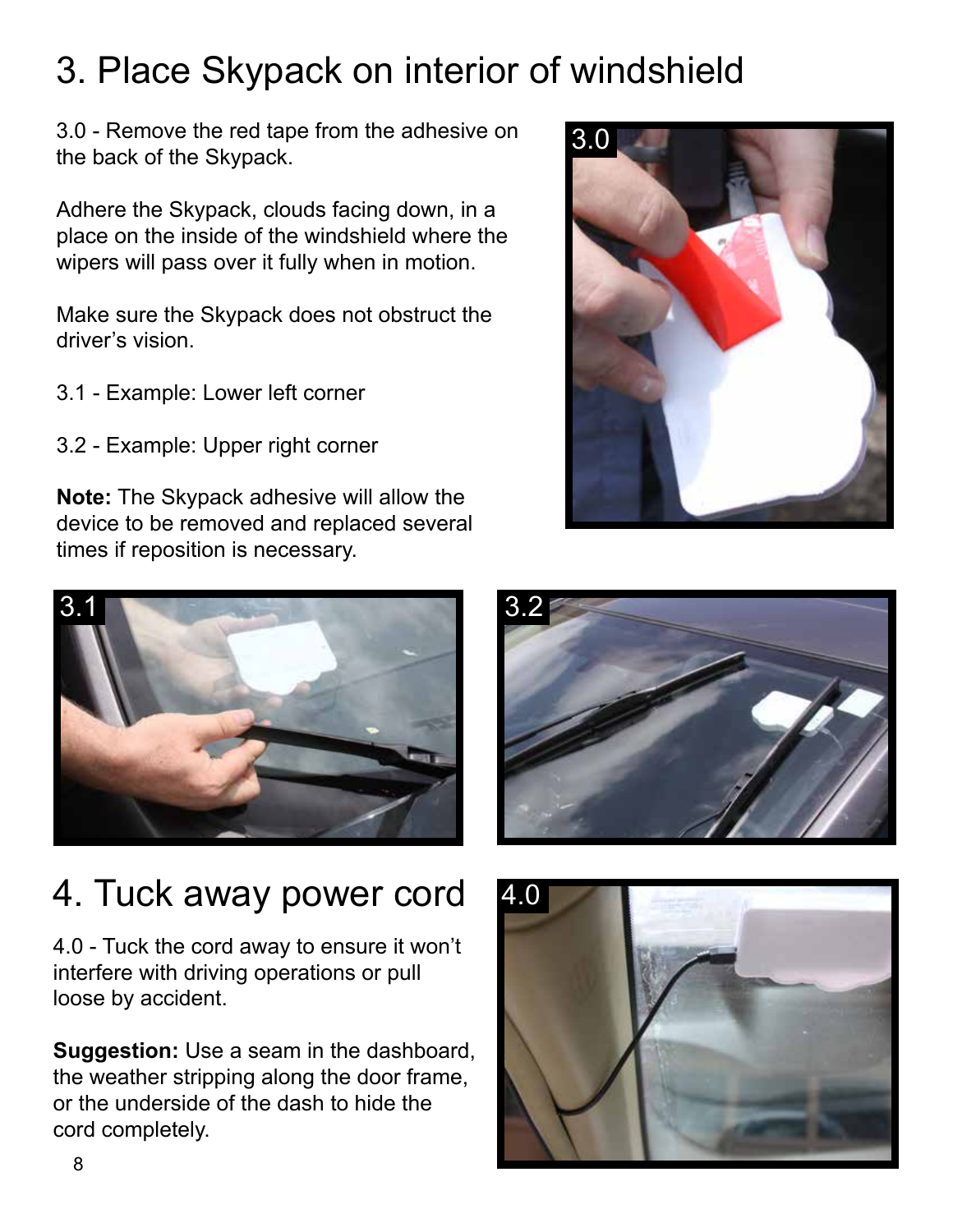# 3. Place Skypack on interior of windshield

3.0 - Remove the red tape from the adhesive on the back of the Skypack.

Adhere the Skypack, clouds facing down, in a place on the inside of the windshield where the wipers will pass over it fully when in motion.

Make sure the Skypack does not obstruct the driver's vision.

3.1 - Example: Lower left corner

3.2 - Example: Upper right corner

**Note:** The Skypack adhesive will allow the device to be removed and replaced several times if reposition is necessary.

# 4. Tuck away power cord

4.0 - Tuck the cord away to ensure it won't interfere with driving operations or pull loose by accident.

**Suggestion:** Use a seam in the dashboard, the weather stripping along the door frame, or the underside of the dash to hide the cord completely.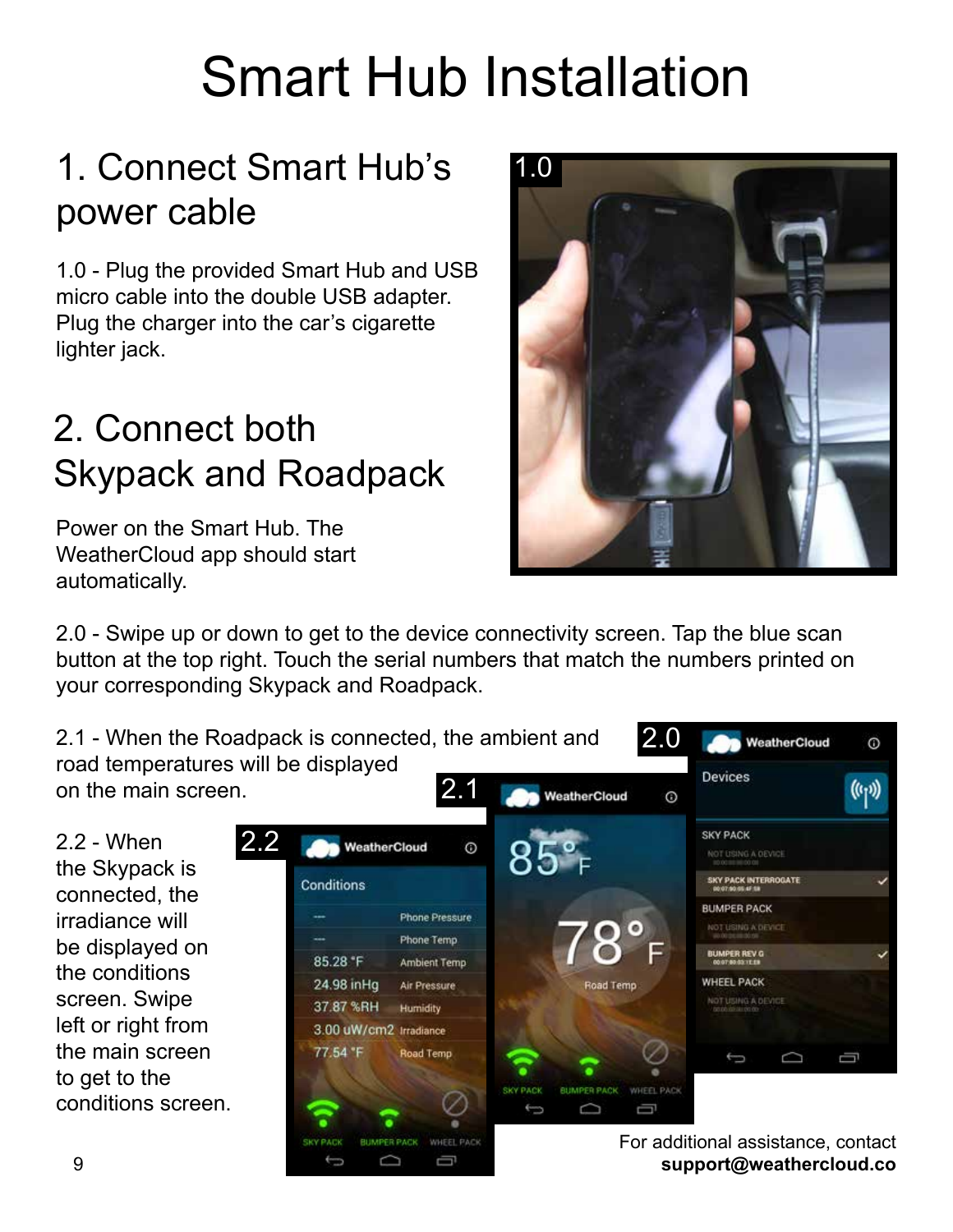# Smart Hub Installation

## 1. Connect Smart Hub's power cable

1.0 - Plug the provided Smart Hub and USB micro cable into the double USB adapter. Plug the charger into the car's cigarette lighter jack.

## 2. Connect both Skypack and Roadpack

Power on the Smart Hub. The WeatherCloud app should start automatically.

2.0 - Swipe up or down to get to the device connectivity screen. Tap the blue scan button at the top right. Touch the serial numbers that match the numbers printed on your corresponding Skypack and Roadpack.

2.1 - When the Roadpack is connected, the ambient and road temperatures will be displayed on the main screen.

2.2 - When the Skypack is connected, the irradiance will be displayed on the conditions screen. Swipe left or right from the main screen to get to the conditions screen.

For additional assistance, contact **support@weathercloud.co**